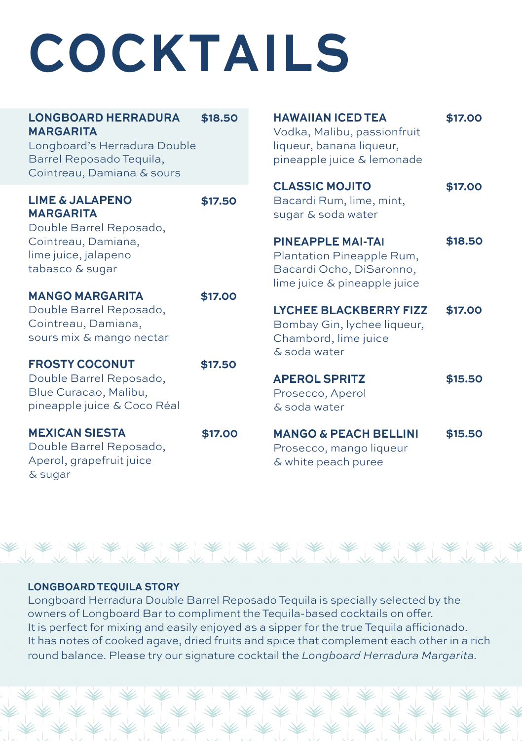# COCKTAILS

**LONGBOARD HERRADURA MARGARITA** **$18.50**
Longboard's Herradura Double Barrel Reposado Tequila, Cointreau, Damiana & sours

**LIME & JALAPENO MARGARITA** **$17.50**
Double Barrel Reposado, Cointreau, Damiana, lime juice, jalapeno tabasco & sugar

**MANGO MARGARITA** **$17.00**
Double Barrel Reposado, Cointreau, Damiana, sours mix & mango nectar

**FROSTY COCONUT** **$17.50**
Double Barrel Reposado, Blue Curacao, Malibu, pineapple juice & Coco Réal

**MEXICAN SIESTA** **$17.00**
Double Barrel Reposado, Aperol, grapefruit juice & sugar

**HAWAIIAN ICED TEA** **$17.00**
Vodka, Malibu, passionfruit liqueur, banana liqueur, pineapple juice & lemonade

**CLASSIC MOJITO** **$17.00**
Bacardi Rum, lime, mint, sugar & soda water

**PINEAPPLE MAI-TAI** **$18.50**
Plantation Pineapple Rum, Bacardi Ocho, DiSaronno, lime juice & pineapple juice

**LYCHEE BLACKBERRY FIZZ** **$17.00**
Bombay Gin, lychee liqueur, Chambord, lime juice & soda water

**APEROL SPRITZ** **$15.50**
Prosecco, Aperol & soda water

**MANGO & PEACH BELLINI** **$15.50**
Prosecco, mango liqueur & white peach puree

**LONGBOARD TEQUILA STORY**

Longboard Herradura Double Barrel Reposado Tequila is specially selected by the owners of Longboard Bar to compliment the Tequila-based cocktails on offer. It is perfect for mixing and easily enjoyed as a sipper for the true Tequila afficionado. It has notes of cooked agave, dried fruits and spice that complement each other in a rich round balance. Please try our signature cocktail the *Longboard Herradura Margarita*.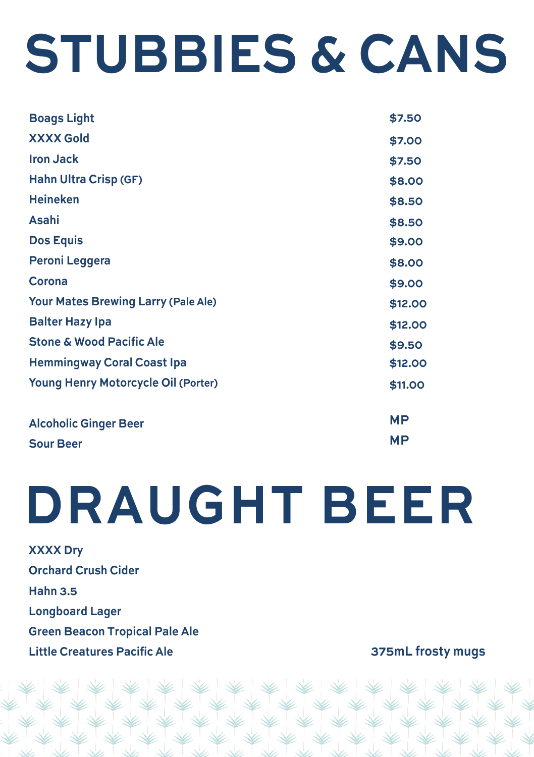# STUBBIES & CANS

| Item | Price |
|---|---|
| Boags Light | $7.50 |
| XXXX Gold | $7.00 |
| Iron Jack | $7.50 |
| Hahn Ultra Crisp (GF) | $8.00 |
| Heineken | $8.50 |
| Asahi | $8.50 |
| Dos Equis | $9.00 |
| Peroni Leggera | $8.00 |
| Corona | $9.00 |
| Your Mates Brewing Larry (Pale Ale) | $12.00 |
| Balter Hazy Ipa | $12.00 |
| Stone & Wood Pacific Ale | $9.50 |
| Hemmingway Coral Coast Ipa | $12.00 |
| Young Henry Motorcycle Oil (Porter) | $11.00 |
| Alcoholic Ginger Beer | MP |
| Sour Beer | MP |

# DRAUGHT BEER

- XXXX Dry
- Orchard Crush Cider
- Hahn 3.5
- Longboard Lager
- Green Beacon Tropical Pale Ale
- Little Creatures Pacific Ale

375mL frosty mugs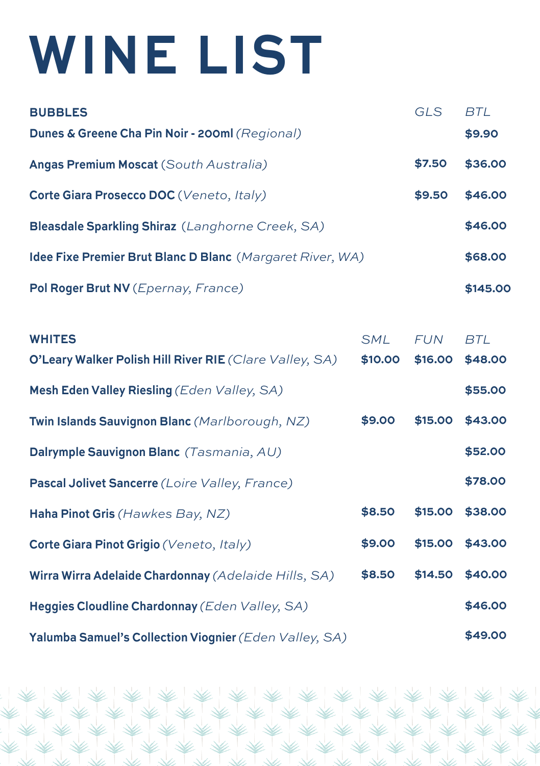# WINE LIST

| BUBBLES | GLS | BTL |
|---|---|---|
| **Dunes & Greene Cha Pin Noir - 200ml** *(Regional)* | | $9.90 |
| **Angas Premium Moscat** *(South Australia)* | $7.50 | $36.00 |
| **Corte Giara Prosecco DOC** *(Veneto, Italy)* | $9.50 | $46.00 |
| **Bleasdale Sparkling Shiraz** *(Langhorne Creek, SA)* | | $46.00 |
| **Idee Fixe Premier Brut Blanc D Blanc** *(Margaret River, WA)* | | $68.00 |
| **Pol Roger Brut NV** *(Epernay, France)* | | $145.00 |

| WHITES | SML | FUN | BTL |
|---|---|---|---|
| **O'Leary Walker Polish Hill River RIE** *(Clare Valley, SA)* | $10.00 | $16.00 | $48.00 |
| **Mesh Eden Valley Riesling** *(Eden Valley, SA)* | | | $55.00 |
| **Twin Islands Sauvignon Blanc** *(Marlborough, NZ)* | $9.00 | $15.00 | $43.00 |
| **Dalrymple Sauvignon Blanc** *(Tasmania, AU)* | | | $52.00 |
| **Pascal Jolivet Sancerre** *(Loire Valley, France)* | | | $78.00 |
| **Haha Pinot Gris** *(Hawkes Bay, NZ)* | $8.50 | $15.00 | $38.00 |
| **Corte Giara Pinot Grigio** *(Veneto, Italy)* | $9.00 | $15.00 | $43.00 |
| **Wirra Wirra Adelaide Chardonnay** *(Adelaide Hills, SA)* | $8.50 | $14.50 | $40.00 |
| **Heggies Cloudline Chardonnay** *(Eden Valley, SA)* | | | $46.00 |
| **Yalumba Samuel's Collection Viognier** *(Eden Valley, SA)* | | | $49.00 |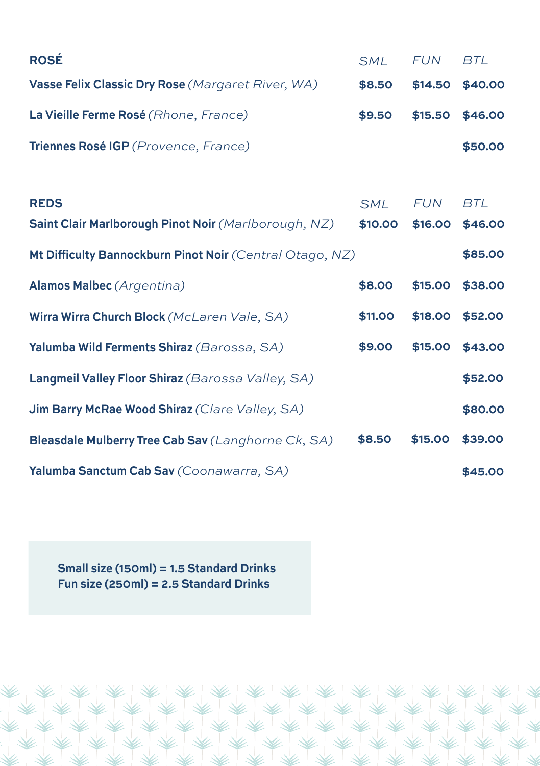| ROSÉ | *SML* | *FUN* | *BTL* |
|---|---|---|---|
| **Vasse Felix Classic Dry Rose** *(Margaret River, WA)* | **$8.50** | **$14.50** | **$40.00** |
| **La Vieille Ferme Rosé** *(Rhone, France)* | **$9.50** | **$15.50** | **$46.00** |
| **Triennes Rosé IGP** *(Provence, France)* | | | **$50.00** |

| REDS | *SML* | *FUN* | *BTL* |
|---|---|---|---|
| **Saint Clair Marlborough Pinot Noir** *(Marlborough, NZ)* | **$10.00** | **$16.00** | **$46.00** |
| **Mt Difficulty Bannockburn Pinot Noir** *(Central Otago, NZ)* | | | **$85.00** |
| **Alamos Malbec** *(Argentina)* | **$8.00** | **$15.00** | **$38.00** |
| **Wirra Wirra Church Block** *(McLaren Vale, SA)* | **$11.00** | **$18.00** | **$52.00** |
| **Yalumba Wild Ferments Shiraz** *(Barossa, SA)* | **$9.00** | **$15.00** | **$43.00** |
| **Langmeil Valley Floor Shiraz** *(Barossa Valley, SA)* | | | **$52.00** |
| **Jim Barry McRae Wood Shiraz** *(Clare Valley, SA)* | | | **$80.00** |
| **Bleasdale Mulberry Tree Cab Sav** *(Langhorne Ck, SA)* | **$8.50** | **$15.00** | **$39.00** |
| **Yalumba Sanctum Cab Sav** *(Coonawarra, SA)* | | | **$45.00** |

**Small size (150ml) = 1.5 Standard Drinks**
**Fun size (250ml) = 2.5 Standard Drinks**